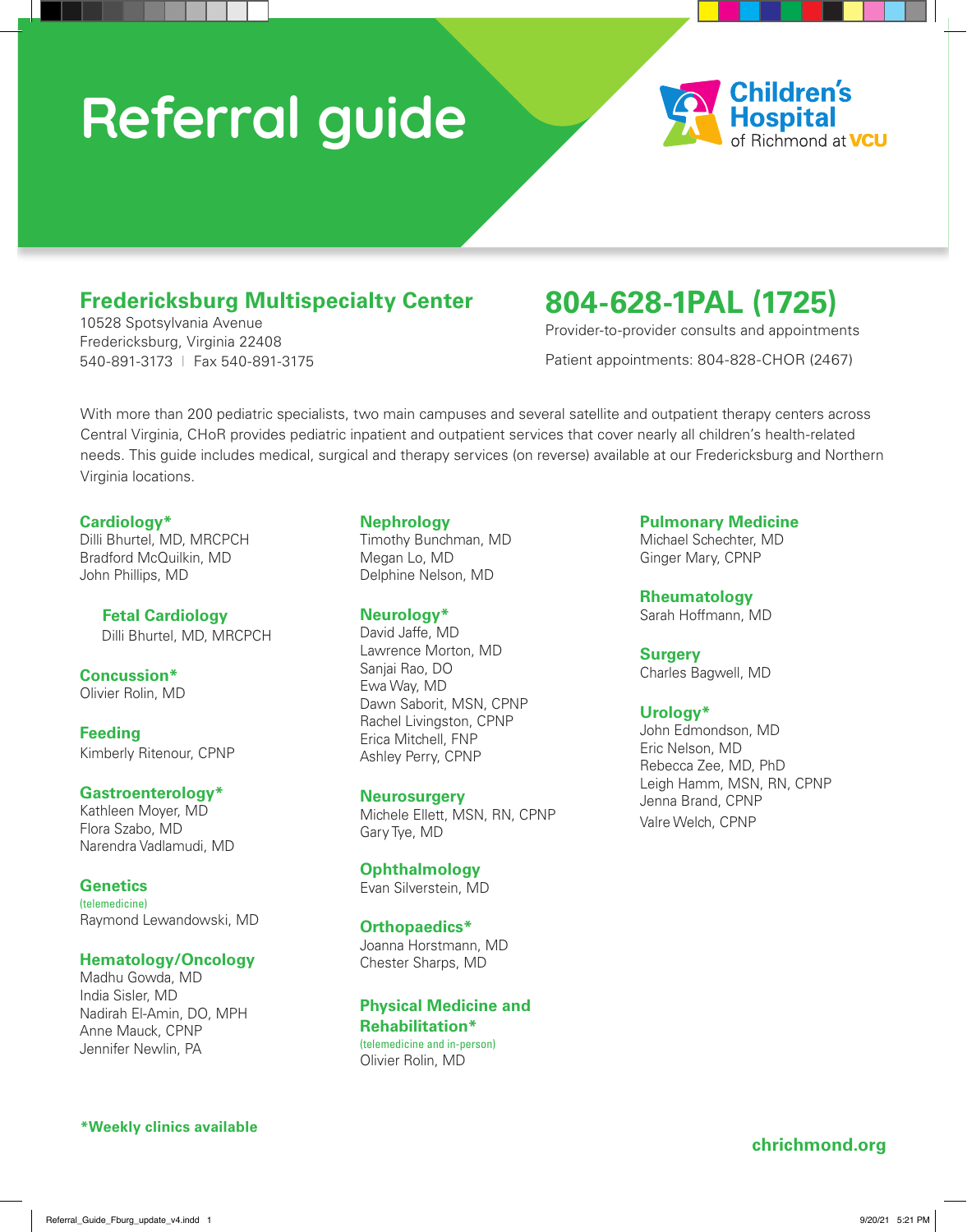# Referral guide

Children's Hospital of Richmond at VCU

## Fredericksburg Multispecialty Center

10528 Spotsylvania Avenue
Fredericksburg, Virginia 22408
540-891-3173 | Fax 540-891-3175

## 804-628-1PAL (1725)

Provider-to-provider consults and appointments

Patient appointments: 804-828-CHOR (2467)

With more than 200 pediatric specialists, two main campuses and several satellite and outpatient therapy centers across Central Virginia, CHoR provides pediatric inpatient and outpatient services that cover nearly all children's health-related needs. This guide includes medical, surgical and therapy services (on reverse) available at our Fredericksburg and Northern Virginia locations.

### Cardiology*
Dilli Bhurtel, MD, MRCPCH
Bradford McQuilkin, MD
John Phillips, MD

#### Fetal Cardiology
Dilli Bhurtel, MD, MRCPCH

### Concussion*
Olivier Rolin, MD

### Feeding
Kimberly Ritenour, CPNP

### Gastroenterology*
Kathleen Moyer, MD
Flora Szabo, MD
Narendra Vadlamudi, MD

### Genetics
(telemedicine)
Raymond Lewandowski, MD

### Hematology/Oncology
Madhu Gowda, MD
India Sisler, MD
Nadirah El-Amin, DO, MPH
Anne Mauck, CPNP
Jennifer Newlin, PA

### Nephrology
Timothy Bunchman, MD
Megan Lo, MD
Delphine Nelson, MD

### Neurology*
David Jaffe, MD
Lawrence Morton, MD
Sanjai Rao, DO
Ewa Way, MD
Dawn Saborit, MSN, CPNP
Rachel Livingston, CPNP
Erica Mitchell, FNP
Ashley Perry, CPNP

### Neurosurgery
Michele Ellett, MSN, RN, CPNP
Gary Tye, MD

### Ophthalmology
Evan Silverstein, MD

### Orthopaedics*
Joanna Horstmann, MD
Chester Sharps, MD

### Physical Medicine and Rehabilitation*
(telemedicine and in-person)
Olivier Rolin, MD

### Pulmonary Medicine
Michael Schechter, MD
Ginger Mary, CPNP

### Rheumatology
Sarah Hoffmann, MD

### Surgery
Charles Bagwell, MD

### Urology*
John Edmondson, MD
Eric Nelson, MD
Rebecca Zee, MD, PhD
Leigh Hamm, MSN, RN, CPNP
Jenna Brand, CPNP
Valre Welch, CPNP

**\*Weekly clinics available**

**chrichmond.org**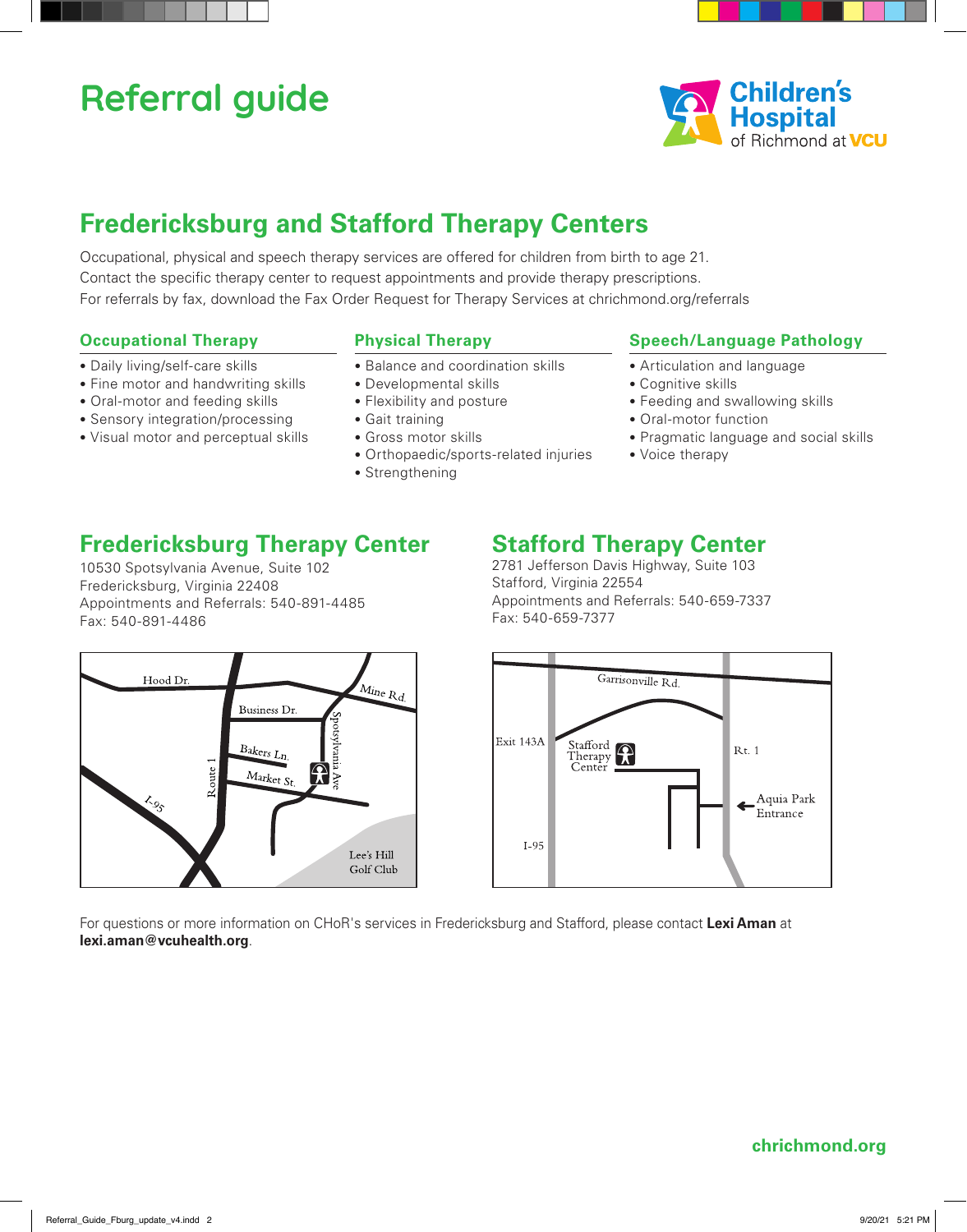# Referral guide

## Fredericksburg and Stafford Therapy Centers

Occupational, physical and speech therapy services are offered for children from birth to age 21.
Contact the specific therapy center to request appointments and provide therapy prescriptions.
For referrals by fax, download the Fax Order Request for Therapy Services at chrichmond.org/referrals

### Occupational Therapy

- Daily living/self-care skills
- Fine motor and handwriting skills
- Oral-motor and feeding skills
- Sensory integration/processing
- Visual motor and perceptual skills

### Physical Therapy

- Balance and coordination skills
- Developmental skills
- Flexibility and posture
- Gait training
- Gross motor skills
- Orthopaedic/sports-related injuries
- Strengthening

### Speech/Language Pathology

- Articulation and language
- Cognitive skills
- Feeding and swallowing skills
- Oral-motor function
- Pragmatic language and social skills
- Voice therapy

## Fredericksburg Therapy Center

10530 Spotsylvania Avenue, Suite 102
Fredericksburg, Virginia 22408
Appointments and Referrals: 540-891-4485
Fax: 540-891-4486

Hood Dr.
Mine Rd.
Business Dr.
Spotsylvania Ave
Bakers Ln.
Market St.
Route 1
I-95
Lee's Hill Golf Club

## Stafford Therapy Center

2781 Jefferson Davis Highway, Suite 103
Stafford, Virginia 22554
Appointments and Referrals: 540-659-7337
Fax: 540-659-7377

Garrisonville Rd.
Exit 143A
Stafford Therapy Center
Rt. 1
Aquia Park Entrance
I-95

For questions or more information on CHoR's services in Fredericksburg and Stafford, please contact **Lexi Aman** at **lexi.aman@vcuhealth.org**.

chrichmond.org